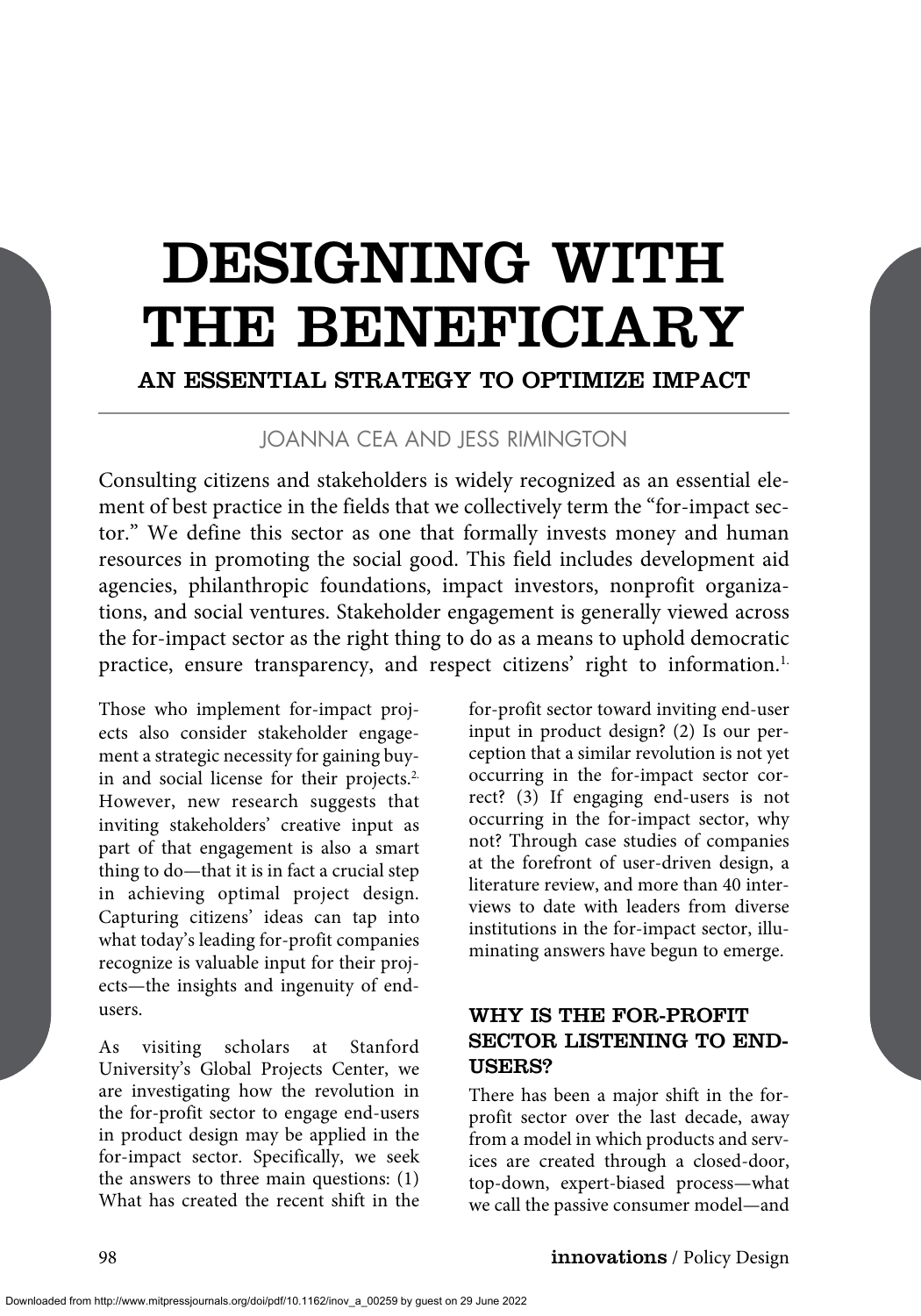# DESIGNING WITH THE BENEFICIARY

## AN ESSENTIAL STRATEGY TO OPTIMIZE IMPACT

JOANNA CEA AND JESS RIMINGTON

Consulting citizens and stakeholders is widely recognized as an essential element of best practice in the fields that we collectively term the "for-impact sector." We define this sector as one that formally invests money and human resources in promoting the social good. This field includes development aid agencies, philanthropic foundations, impact investors, nonprofit organizations, and social ventures. Stakeholder engagement is generally viewed across the for-impact sector as the right thing to do as a means to uphold democratic practice, ensure transparency, and respect citizens' right to information.[1]

Those who implement for-impact projects also consider stakeholder engagement a strategic necessity for gaining buy-in and social license for their projects.[2] However, new research suggests that inviting stakeholders' creative input as part of that engagement is also a smart thing to do—that it is in fact a crucial step in achieving optimal project design. Capturing citizens' ideas can tap into what today's leading for-profit companies recognize is valuable input for their projects—the insights and ingenuity of end-users.

As visiting scholars at Stanford University's Global Projects Center, we are investigating how the revolution in the for-profit sector to engage end-users in product design may be applied in the for-impact sector. Specifically, we seek the answers to three main questions: (1) What has created the recent shift in the for-profit sector toward inviting end-user input in product design? (2) Is our perception that a similar revolution is not yet occurring in the for-impact sector correct? (3) If engaging end-users is not occurring in the for-impact sector, why not? Through case studies of companies at the forefront of user-driven design, a literature review, and more than 40 interviews to date with leaders from diverse institutions in the for-impact sector, illuminating answers have begun to emerge.

### WHY IS THE FOR-PROFIT SECTOR LISTENING TO END-USERS?

There has been a major shift in the for-profit sector over the last decade, away from a model in which products and services are created through a closed-door, top-down, expert-biased process—what we call the passive consumer model—and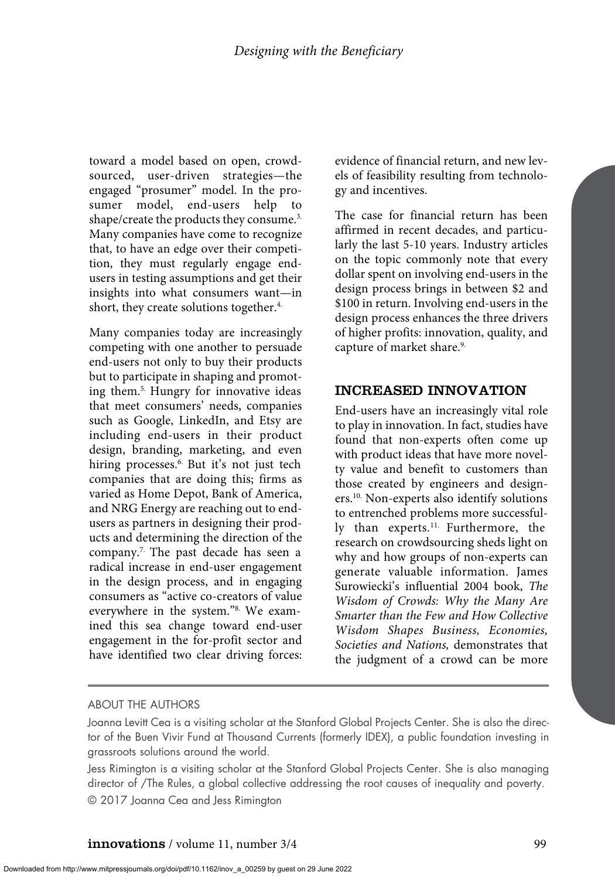toward a model based on open, crowdsourced, user-driven strategies—the engaged "prosumer" model. In the prosumer model, end-users help to shape/create the products they consume.[3] Many companies have come to recognize that, to have an edge over their competition, they must regularly engage end-users in testing assumptions and get their insights into what consumers want—in short, they create solutions together.[4]

Many companies today are increasingly competing with one another to persuade end-users not only to buy their products but to participate in shaping and promoting them.[5] Hungry for innovative ideas that meet consumers' needs, companies such as Google, LinkedIn, and Etsy are including end-users in their product design, branding, marketing, and even hiring processes.[6] But it's not just tech companies that are doing this; firms as varied as Home Depot, Bank of America, and NRG Energy are reaching out to end-users as partners in designing their products and determining the direction of the company.[7] The past decade has seen a radical increase in end-user engagement in the design process, and in engaging consumers as "active co-creators of value everywhere in the system."[8] We examined this sea change toward end-user engagement in the for-profit sector and have identified two clear driving forces: evidence of financial return, and new levels of feasibility resulting from technology and incentives.

The case for financial return has been affirmed in recent decades, and particularly the last 5-10 years. Industry articles on the topic commonly note that every dollar spent on involving end-users in the design process brings in between $2 and $100 in return. Involving end-users in the design process enhances the three drivers of higher profits: innovation, quality, and capture of market share.[9]

## INCREASED INNOVATION

End-users have an increasingly vital role to play in innovation. In fact, studies have found that non-experts often come up with product ideas that have more novelty value and benefit to customers than those created by engineers and designers.[10] Non-experts also identify solutions to entrenched problems more successfully than experts.[11] Furthermore, the research on crowdsourcing sheds light on why and how groups of non-experts can generate valuable information. James Surowiecki's influential 2004 book, *The Wisdom of Crowds: Why the Many Are Smarter than the Few and How Collective Wisdom Shapes Business, Economies, Societies and Nations,* demonstrates that the judgment of a crowd can be more

---

ABOUT THE AUTHORS

Joanna Levitt Cea is a visiting scholar at the Stanford Global Projects Center. She is also the director of the Buen Vivir Fund at Thousand Currents (formerly IDEX), a public foundation investing in grassroots solutions around the world.

Jess Rimington is a visiting scholar at the Stanford Global Projects Center. She is also managing director of /The Rules, a global collective addressing the root causes of inequality and poverty.

© 2017 Joanna Cea and Jess Rimington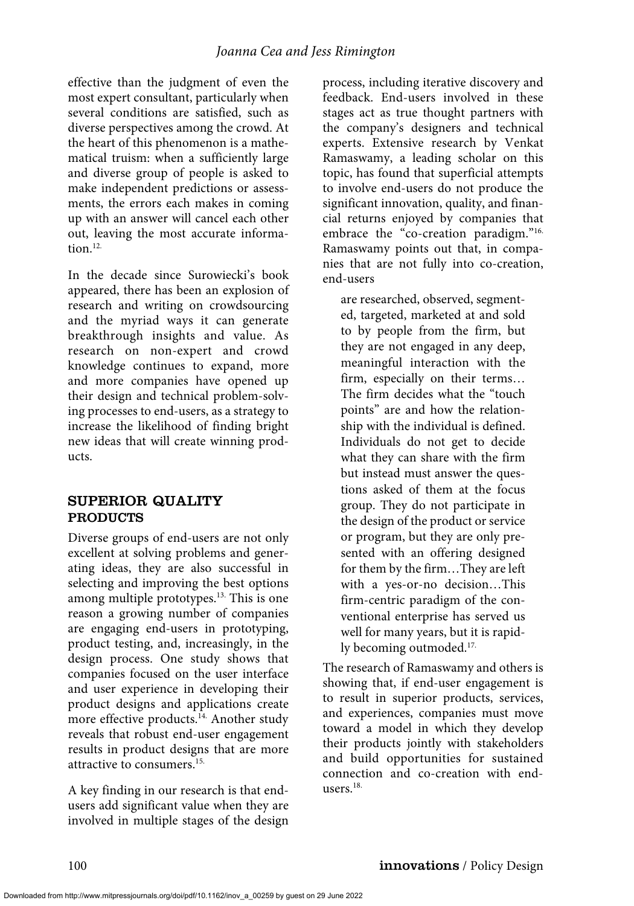effective than the judgment of even the most expert consultant, particularly when several conditions are satisfied, such as diverse perspectives among the crowd. At the heart of this phenomenon is a mathematical truism: when a sufficiently large and diverse group of people is asked to make independent predictions or assessments, the errors each makes in coming up with an answer will cancel each other out, leaving the most accurate information.[12]

In the decade since Surowiecki's book appeared, there has been an explosion of research and writing on crowdsourcing and the myriad ways it can generate breakthrough insights and value. As research on non-expert and crowd knowledge continues to expand, more and more companies have opened up their design and technical problem-solving processes to end-users, as a strategy to increase the likelihood of finding bright new ideas that will create winning products.

## SUPERIOR QUALITY PRODUCTS

Diverse groups of end-users are not only excellent at solving problems and generating ideas, they are also successful in selecting and improving the best options among multiple prototypes.[13] This is one reason a growing number of companies are engaging end-users in prototyping, product testing, and, increasingly, in the design process. One study shows that companies focused on the user interface and user experience in developing their product designs and applications create more effective products.[14] Another study reveals that robust end-user engagement results in product designs that are more attractive to consumers.[15]

A key finding in our research is that end-users add significant value when they are involved in multiple stages of the design process, including iterative discovery and feedback. End-users involved in these stages act as true thought partners with the company's designers and technical experts. Extensive research by Venkat Ramaswamy, a leading scholar on this topic, has found that superficial attempts to involve end-users do not produce the significant innovation, quality, and financial returns enjoyed by companies that embrace the "co-creation paradigm."[16] Ramaswamy points out that, in companies that are not fully into co-creation, end-users

> are researched, observed, segmented, targeted, marketed at and sold to by people from the firm, but they are not engaged in any deep, meaningful interaction with the firm, especially on their terms… The firm decides what the "touch points" are and how the relationship with the individual is defined. Individuals do not get to decide what they can share with the firm but instead must answer the questions asked of them at the focus group. They do not participate in the design of the product or service or program, but they are only presented with an offering designed for them by the firm…They are left with a yes-or-no decision…This firm-centric paradigm of the conventional enterprise has served us well for many years, but it is rapidly becoming outmoded.[17]

The research of Ramaswamy and others is showing that, if end-user engagement is to result in superior products, services, and experiences, companies must move toward a model in which they develop their products jointly with stakeholders and build opportunities for sustained connection and co-creation with end-users.[18]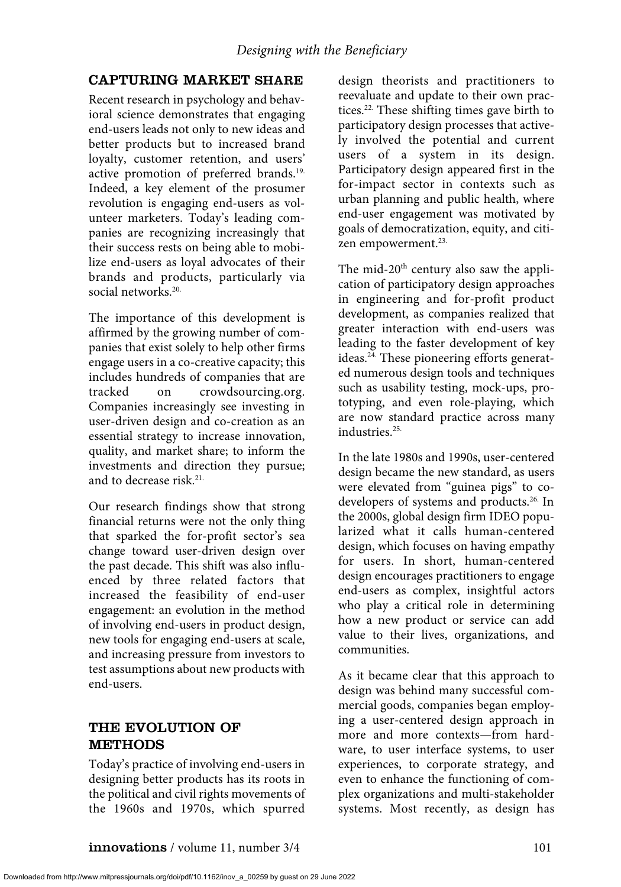## CAPTURING MARKET SHARE

Recent research in psychology and behavioral science demonstrates that engaging end-users leads not only to new ideas and better products but to increased brand loyalty, customer retention, and users' active promotion of preferred brands.[19] Indeed, a key element of the prosumer revolution is engaging end-users as volunteer marketers. Today's leading companies are recognizing increasingly that their success rests on being able to mobilize end-users as loyal advocates of their brands and products, particularly via social networks.[20]

The importance of this development is affirmed by the growing number of companies that exist solely to help other firms engage users in a co-creative capacity; this includes hundreds of companies that are tracked on crowdsourcing.org. Companies increasingly see investing in user-driven design and co-creation as an essential strategy to increase innovation, quality, and market share; to inform the investments and direction they pursue; and to decrease risk.[21]

Our research findings show that strong financial returns were not the only thing that sparked the for-profit sector's sea change toward user-driven design over the past decade. This shift was also influenced by three related factors that increased the feasibility of end-user engagement: an evolution in the method of involving end-users in product design, new tools for engaging end-users at scale, and increasing pressure from investors to test assumptions about new products with end-users.

## THE EVOLUTION OF METHODS

Today's practice of involving end-users in designing better products has its roots in the political and civil rights movements of the 1960s and 1970s, which spurred design theorists and practitioners to reevaluate and update to their own practices.[22] These shifting times gave birth to participatory design processes that actively involved the potential and current users of a system in its design. Participatory design appeared first in the for-impact sector in contexts such as urban planning and public health, where end-user engagement was motivated by goals of democratization, equity, and citizen empowerment.[23]

The mid-20th century also saw the application of participatory design approaches in engineering and for-profit product development, as companies realized that greater interaction with end-users was leading to the faster development of key ideas.[24] These pioneering efforts generated numerous design tools and techniques such as usability testing, mock-ups, prototyping, and even role-playing, which are now standard practice across many industries.[25]

In the late 1980s and 1990s, user-centered design became the new standard, as users were elevated from "guinea pigs" to co-developers of systems and products.[26] In the 2000s, global design firm IDEO popularized what it calls human-centered design, which focuses on having empathy for users. In short, human-centered design encourages practitioners to engage end-users as complex, insightful actors who play a critical role in determining how a new product or service can add value to their lives, organizations, and communities.

As it became clear that this approach to design was behind many successful commercial goods, companies began employing a user-centered design approach in more and more contexts—from hardware, to user interface systems, to user experiences, to corporate strategy, and even to enhance the functioning of complex organizations and multi-stakeholder systems. Most recently, as design has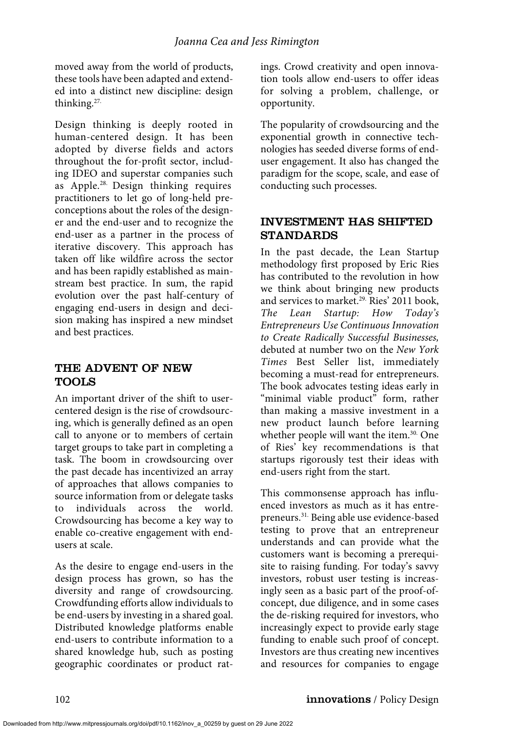moved away from the world of products, these tools have been adapted and extended into a distinct new discipline: design thinking.[27]

Design thinking is deeply rooted in human-centered design. It has been adopted by diverse fields and actors throughout the for-profit sector, including IDEO and superstar companies such as Apple.[28] Design thinking requires practitioners to let go of long-held preconceptions about the roles of the designer and the end-user and to recognize the end-user as a partner in the process of iterative discovery. This approach has taken off like wildfire across the sector and has been rapidly established as mainstream best practice. In sum, the rapid evolution over the past half-century of engaging end-users in design and decision making has inspired a new mindset and best practices.

## THE ADVENT OF NEW TOOLS

An important driver of the shift to user-centered design is the rise of crowdsourcing, which is generally defined as an open call to anyone or to members of certain target groups to take part in completing a task. The boom in crowdsourcing over the past decade has incentivized an array of approaches that allows companies to source information from or delegate tasks to individuals across the world. Crowdsourcing has become a key way to enable co-creative engagement with end-users at scale.

As the desire to engage end-users in the design process has grown, so has the diversity and range of crowdsourcing. Crowdfunding efforts allow individuals to be end-users by investing in a shared goal. Distributed knowledge platforms enable end-users to contribute information to a shared knowledge hub, such as posting geographic coordinates or product ratings. Crowd creativity and open innovation tools allow end-users to offer ideas for solving a problem, challenge, or opportunity.

The popularity of crowdsourcing and the exponential growth in connective technologies has seeded diverse forms of end-user engagement. It also has changed the paradigm for the scope, scale, and ease of conducting such processes.

## INVESTMENT HAS SHIFTED STANDARDS

In the past decade, the Lean Startup methodology first proposed by Eric Ries has contributed to the revolution in how we think about bringing new products and services to market.[29] Ries' 2011 book, *The Lean Startup: How Today's Entrepreneurs Use Continuous Innovation to Create Radically Successful Businesses,* debuted at number two on the *New York Times* Best Seller list, immediately becoming a must-read for entrepreneurs. The book advocates testing ideas early in "minimal viable product" form, rather than making a massive investment in a new product launch before learning whether people will want the item.[30] One of Ries' key recommendations is that startups rigorously test their ideas with end-users right from the start.

This commonsense approach has influenced investors as much as it has entrepreneurs.[31] Being able use evidence-based testing to prove that an entrepreneur understands and can provide what the customers want is becoming a prerequisite to raising funding. For today's savvy investors, robust user testing is increasingly seen as a basic part of the proof-of-concept, due diligence, and in some cases the de-risking required for investors, who increasingly expect to provide early stage funding to enable such proof of concept. Investors are thus creating new incentives and resources for companies to engage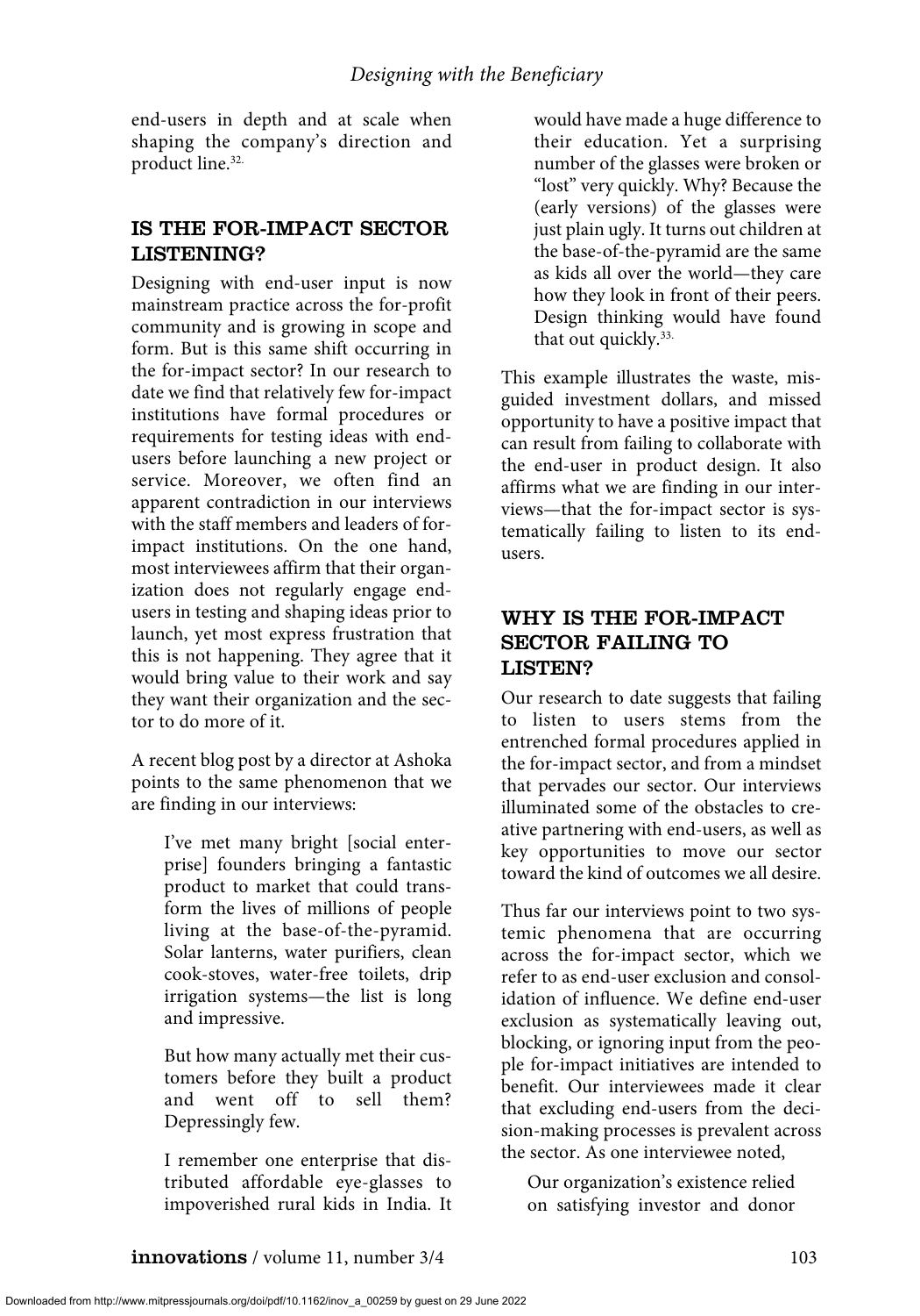end-users in depth and at scale when shaping the company's direction and product line.[32]

## IS THE FOR-IMPACT SECTOR LISTENING?

Designing with end-user input is now mainstream practice across the for-profit community and is growing in scope and form. But is this same shift occurring in the for-impact sector? In our research to date we find that relatively few for-impact institutions have formal procedures or requirements for testing ideas with end-users before launching a new project or service. Moreover, we often find an apparent contradiction in our interviews with the staff members and leaders of for-impact institutions. On the one hand, most interviewees affirm that their organization does not regularly engage end-users in testing and shaping ideas prior to launch, yet most express frustration that this is not happening. They agree that it would bring value to their work and say they want their organization and the sector to do more of it.

A recent blog post by a director at Ashoka points to the same phenomenon that we are finding in our interviews:

> I've met many bright [social enterprise] founders bringing a fantastic product to market that could transform the lives of millions of people living at the base-of-the-pyramid. Solar lanterns, water purifiers, clean cook-stoves, water-free toilets, drip irrigation systems—the list is long and impressive.
>
> But how many actually met their customers before they built a product and went off to sell them? Depressingly few.
>
> I remember one enterprise that distributed affordable eye-glasses to impoverished rural kids in India. It would have made a huge difference to their education. Yet a surprising number of the glasses were broken or "lost" very quickly. Why? Because the (early versions) of the glasses were just plain ugly. It turns out children at the base-of-the-pyramid are the same as kids all over the world—they care how they look in front of their peers. Design thinking would have found that out quickly.[33]

This example illustrates the waste, misguided investment dollars, and missed opportunity to have a positive impact that can result from failing to collaborate with the end-user in product design. It also affirms what we are finding in our interviews—that the for-impact sector is systematically failing to listen to its end-users.

## WHY IS THE FOR-IMPACT SECTOR FAILING TO LISTEN?

Our research to date suggests that failing to listen to users stems from the entrenched formal procedures applied in the for-impact sector, and from a mindset that pervades our sector. Our interviews illuminated some of the obstacles to creative partnering with end-users, as well as key opportunities to move our sector toward the kind of outcomes we all desire.

Thus far our interviews point to two systemic phenomena that are occurring across the for-impact sector, which we refer to as end-user exclusion and consolidation of influence. We define end-user exclusion as systematically leaving out, blocking, or ignoring input from the people for-impact initiatives are intended to benefit. Our interviewees made it clear that excluding end-users from the decision-making processes is prevalent across the sector. As one interviewee noted,

> Our organization's existence relied on satisfying investor and donor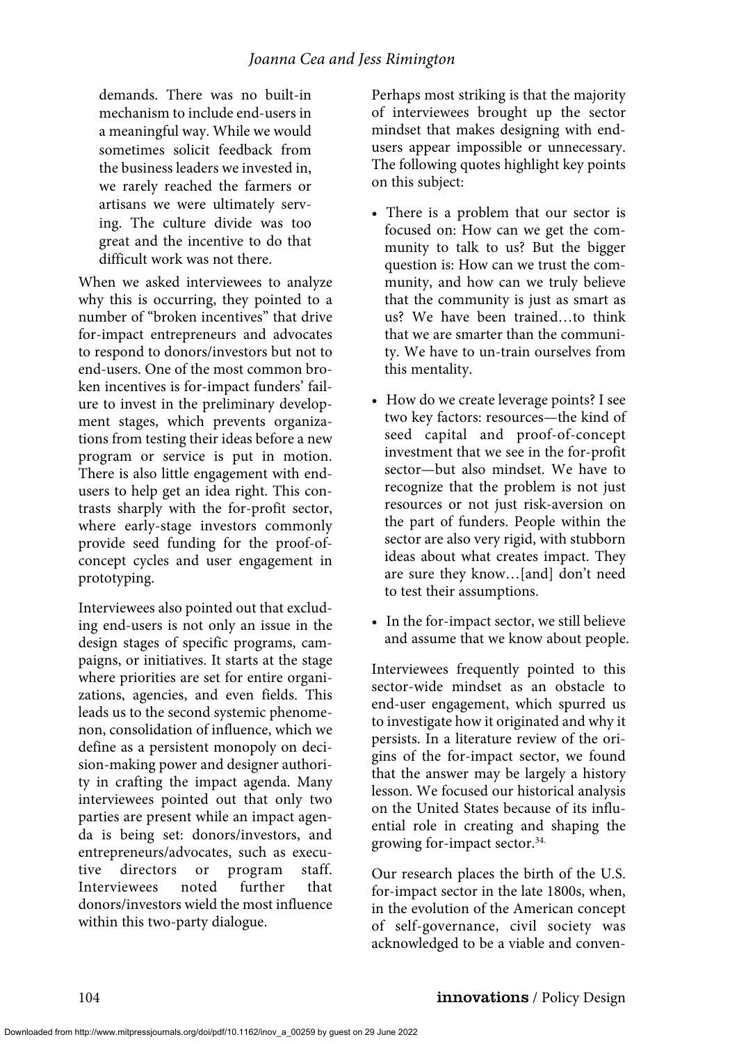demands. There was no built-in mechanism to include end-users in a meaningful way. While we would sometimes solicit feedback from the business leaders we invested in, we rarely reached the farmers or artisans we were ultimately serving. The culture divide was too great and the incentive to do that difficult work was not there.

When we asked interviewees to analyze why this is occurring, they pointed to a number of "broken incentives" that drive for-impact entrepreneurs and advocates to respond to donors/investors but not to end-users. One of the most common broken incentives is for-impact funders' failure to invest in the preliminary development stages, which prevents organizations from testing their ideas before a new program or service is put in motion. There is also little engagement with end-users to help get an idea right. This contrasts sharply with the for-profit sector, where early-stage investors commonly provide seed funding for the proof-of-concept cycles and user engagement in prototyping.

Interviewees also pointed out that excluding end-users is not only an issue in the design stages of specific programs, campaigns, or initiatives. It starts at the stage where priorities are set for entire organizations, agencies, and even fields. This leads us to the second systemic phenomenon, consolidation of influence, which we define as a persistent monopoly on decision-making power and designer authority in crafting the impact agenda. Many interviewees pointed out that only two parties are present while an impact agenda is being set: donors/investors, and entrepreneurs/advocates, such as executive directors or program staff. Interviewees noted further that donors/investors wield the most influence within this two-party dialogue.

Perhaps most striking is that the majority of interviewees brought up the sector mindset that makes designing with end-users appear impossible or unnecessary. The following quotes highlight key points on this subject:

- There is a problem that our sector is focused on: How can we get the community to talk to us? But the bigger question is: How can we trust the community, and how can we truly believe that the community is just as smart as us? We have been trained…to think that we are smarter than the community. We have to un-train ourselves from this mentality.
- How do we create leverage points? I see two key factors: resources—the kind of seed capital and proof-of-concept investment that we see in the for-profit sector—but also mindset. We have to recognize that the problem is not just resources or not just risk-aversion on the part of funders. People within the sector are also very rigid, with stubborn ideas about what creates impact. They are sure they know…[and] don't need to test their assumptions.
- In the for-impact sector, we still believe and assume that we know about people.

Interviewees frequently pointed to this sector-wide mindset as an obstacle to end-user engagement, which spurred us to investigate how it originated and why it persists. In a literature review of the origins of the for-impact sector, we found that the answer may be largely a history lesson. We focused our historical analysis on the United States because of its influential role in creating and shaping the growing for-impact sector.[34]

Our research places the birth of the U.S. for-impact sector in the late 1800s, when, in the evolution of the American concept of self-governance, civil society was acknowledged to be a viable and conven-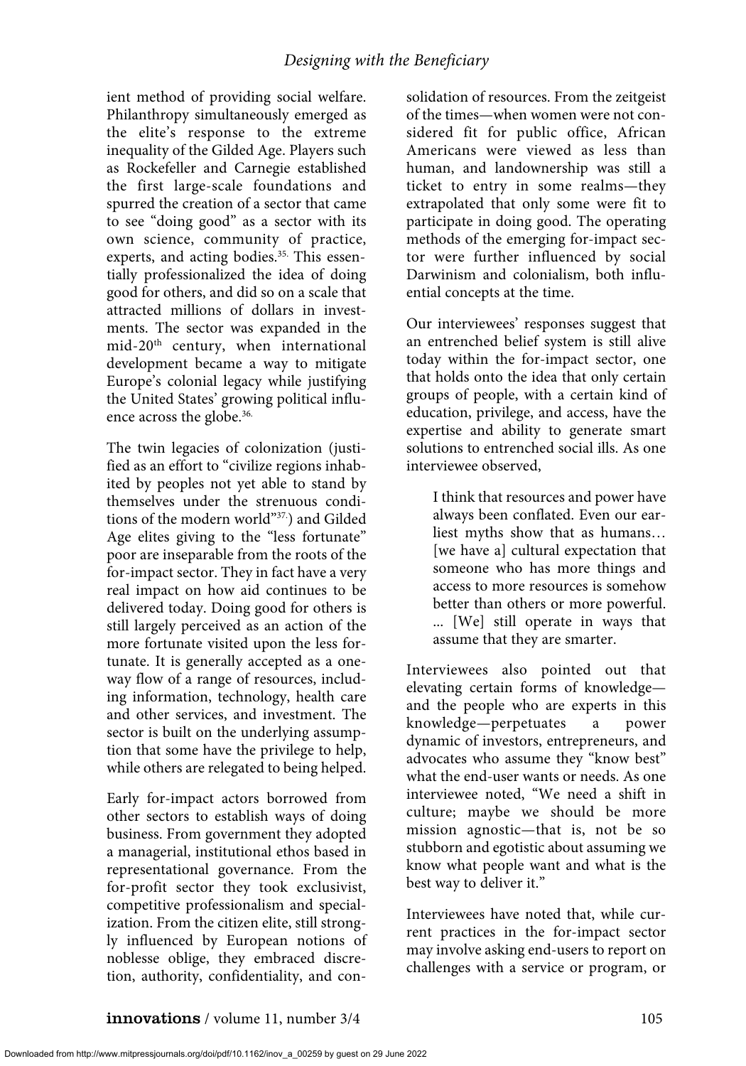ient method of providing social welfare. Philanthropy simultaneously emerged as the elite's response to the extreme inequality of the Gilded Age. Players such as Rockefeller and Carnegie established the first large-scale foundations and spurred the creation of a sector that came to see "doing good" as a sector with its own science, community of practice, experts, and acting bodies.[35] This essentially professionalized the idea of doing good for others, and did so on a scale that attracted millions of dollars in investments. The sector was expanded in the mid-20th century, when international development became a way to mitigate Europe's colonial legacy while justifying the United States' growing political influence across the globe.[36]

The twin legacies of colonization (justified as an effort to "civilize regions inhabited by peoples not yet able to stand by themselves under the strenuous conditions of the modern world"[37]) and Gilded Age elites giving to the "less fortunate" poor are inseparable from the roots of the for-impact sector. They in fact have a very real impact on how aid continues to be delivered today. Doing good for others is still largely perceived as an action of the more fortunate visited upon the less fortunate. It is generally accepted as a one-way flow of a range of resources, including information, technology, health care and other services, and investment. The sector is built on the underlying assumption that some have the privilege to help, while others are relegated to being helped.

Early for-impact actors borrowed from other sectors to establish ways of doing business. From government they adopted a managerial, institutional ethos based in representational governance. From the for-profit sector they took exclusivist, competitive professionalism and specialization. From the citizen elite, still strongly influenced by European notions of noblesse oblige, they embraced discretion, authority, confidentiality, and consolidation of resources. From the zeitgeist of the times—when women were not considered fit for public office, African Americans were viewed as less than human, and landownership was still a ticket to entry in some realms—they extrapolated that only some were fit to participate in doing good. The operating methods of the emerging for-impact sector were further influenced by social Darwinism and colonialism, both influential concepts at the time.

Our interviewees' responses suggest that an entrenched belief system is still alive today within the for-impact sector, one that holds onto the idea that only certain groups of people, with a certain kind of education, privilege, and access, have the expertise and ability to generate smart solutions to entrenched social ills. As one interviewee observed,

> I think that resources and power have always been conflated. Even our earliest myths show that as humans… [we have a] cultural expectation that someone who has more things and access to more resources is somehow better than others or more powerful. ... [We] still operate in ways that assume that they are smarter.

Interviewees also pointed out that elevating certain forms of knowledge—and the people who are experts in this knowledge—perpetuates a power dynamic of investors, entrepreneurs, and advocates who assume they "know best" what the end-user wants or needs. As one interviewee noted, "We need a shift in culture; maybe we should be more mission agnostic—that is, not be so stubborn and egotistic about assuming we know what people want and what is the best way to deliver it."

Interviewees have noted that, while current practices in the for-impact sector may involve asking end-users to report on challenges with a service or program, or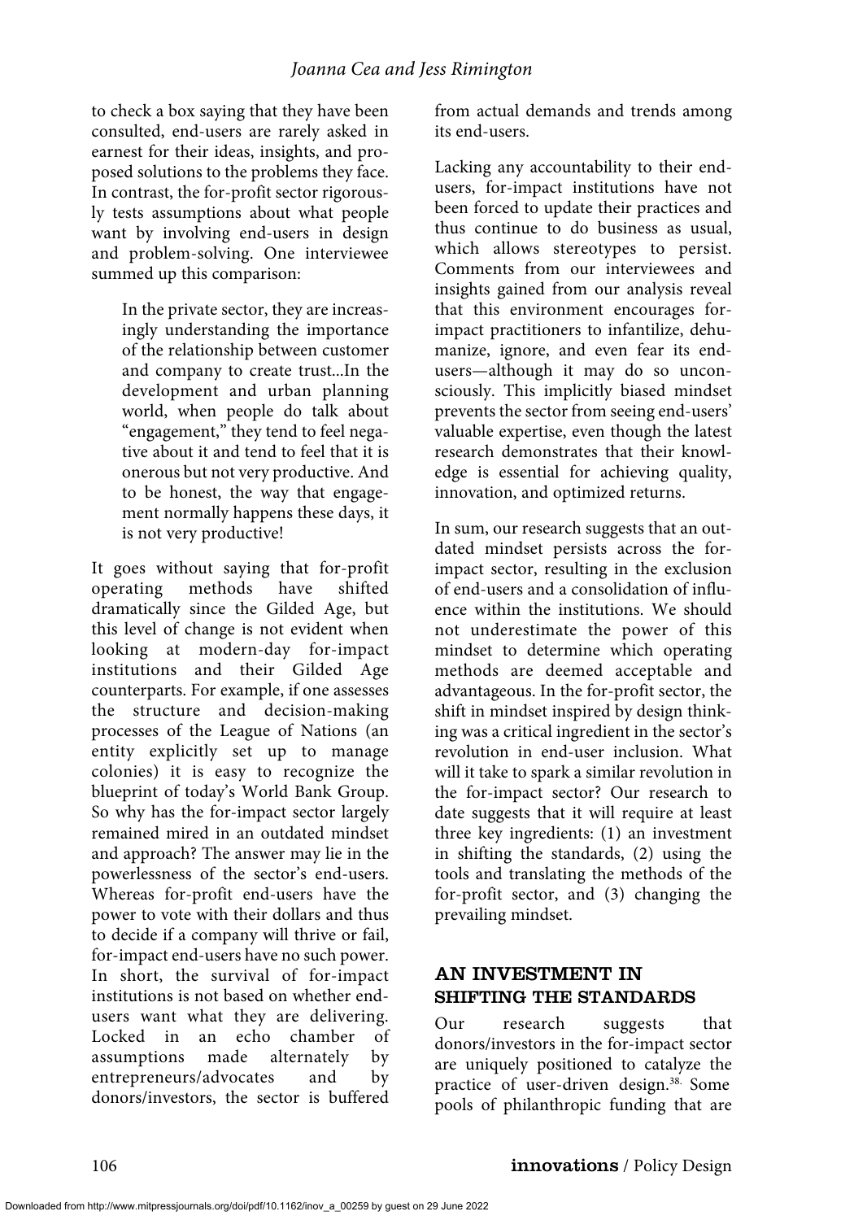to check a box saying that they have been consulted, end-users are rarely asked in earnest for their ideas, insights, and proposed solutions to the problems they face. In contrast, the for-profit sector rigorously tests assumptions about what people want by involving end-users in design and problem-solving. One interviewee summed up this comparison:

> In the private sector, they are increasingly understanding the importance of the relationship between customer and company to create trust...In the development and urban planning world, when people do talk about "engagement," they tend to feel negative about it and tend to feel that it is onerous but not very productive. And to be honest, the way that engagement normally happens these days, it is not very productive!

It goes without saying that for-profit operating methods have shifted dramatically since the Gilded Age, but this level of change is not evident when looking at modern-day for-impact institutions and their Gilded Age counterparts. For example, if one assesses the structure and decision-making processes of the League of Nations (an entity explicitly set up to manage colonies) it is easy to recognize the blueprint of today's World Bank Group. So why has the for-impact sector largely remained mired in an outdated mindset and approach? The answer may lie in the powerlessness of the sector's end-users. Whereas for-profit end-users have the power to vote with their dollars and thus to decide if a company will thrive or fail, for-impact end-users have no such power. In short, the survival of for-impact institutions is not based on whether end-users want what they are delivering. Locked in an echo chamber of assumptions made alternately by entrepreneurs/advocates and by donors/investors, the sector is buffered from actual demands and trends among its end-users.

Lacking any accountability to their end-users, for-impact institutions have not been forced to update their practices and thus continue to do business as usual, which allows stereotypes to persist. Comments from our interviewees and insights gained from our analysis reveal that this environment encourages for-impact practitioners to infantilize, dehumanize, ignore, and even fear its end-users—although it may do so unconsciously. This implicitly biased mindset prevents the sector from seeing end-users' valuable expertise, even though the latest research demonstrates that their knowledge is essential for achieving quality, innovation, and optimized returns.

In sum, our research suggests that an outdated mindset persists across the for-impact sector, resulting in the exclusion of end-users and a consolidation of influence within the institutions. We should not underestimate the power of this mindset to determine which operating methods are deemed acceptable and advantageous. In the for-profit sector, the shift in mindset inspired by design thinking was a critical ingredient in the sector's revolution in end-user inclusion. What will it take to spark a similar revolution in the for-impact sector? Our research to date suggests that it will require at least three key ingredients: (1) an investment in shifting the standards, (2) using the tools and translating the methods of the for-profit sector, and (3) changing the prevailing mindset.

## AN INVESTMENT IN SHIFTING THE STANDARDS

Our research suggests that donors/investors in the for-impact sector are uniquely positioned to catalyze the practice of user-driven design.[38] Some pools of philanthropic funding that are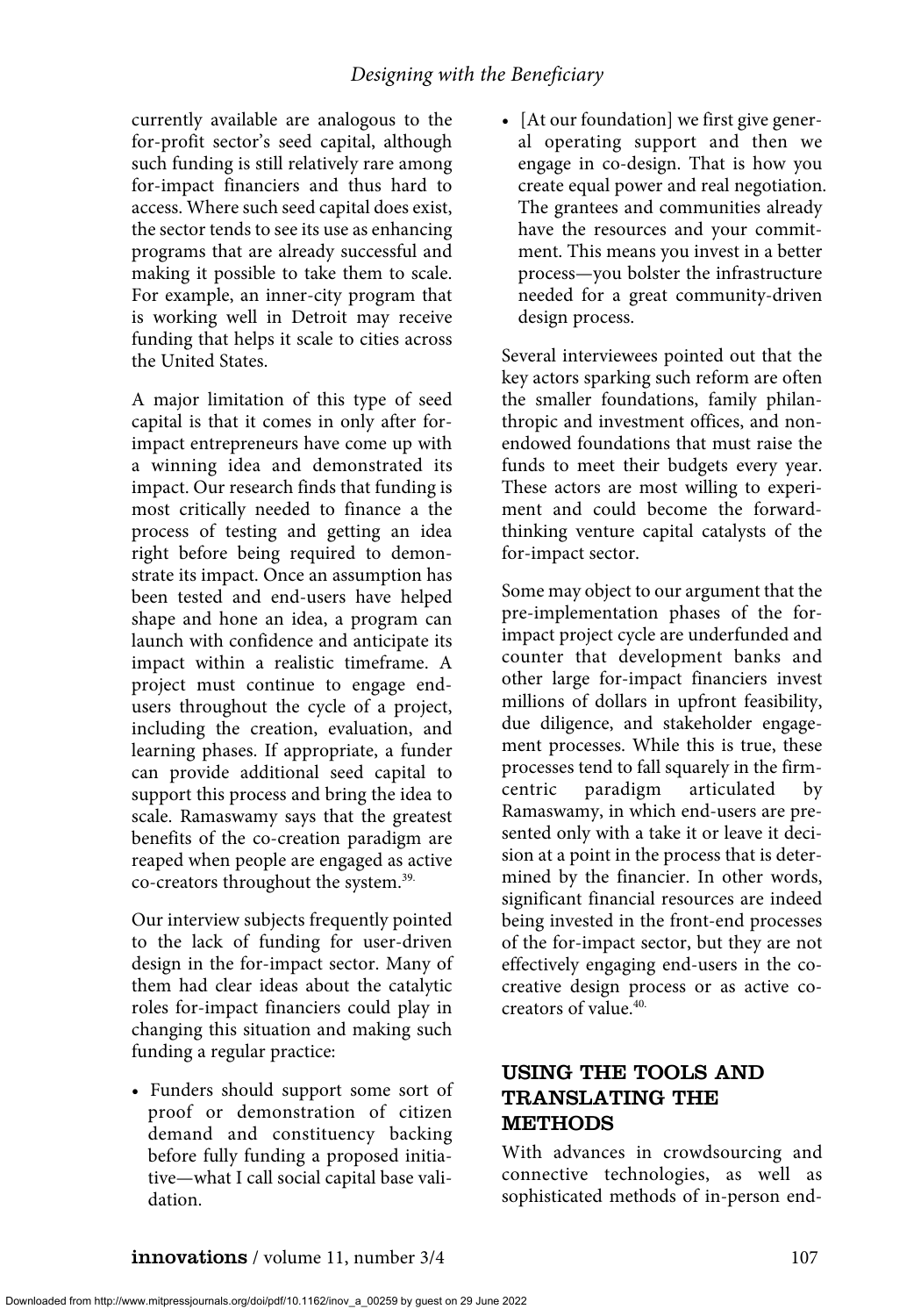currently available are analogous to the for-profit sector's seed capital, although such funding is still relatively rare among for-impact financiers and thus hard to access. Where such seed capital does exist, the sector tends to see its use as enhancing programs that are already successful and making it possible to take them to scale. For example, an inner-city program that is working well in Detroit may receive funding that helps it scale to cities across the United States.

A major limitation of this type of seed capital is that it comes in only after for-impact entrepreneurs have come up with a winning idea and demonstrated its impact. Our research finds that funding is most critically needed to finance a the process of testing and getting an idea right before being required to demonstrate its impact. Once an assumption has been tested and end-users have helped shape and hone an idea, a program can launch with confidence and anticipate its impact within a realistic timeframe. A project must continue to engage end-users throughout the cycle of a project, including the creation, evaluation, and learning phases. If appropriate, a funder can provide additional seed capital to support this process and bring the idea to scale. Ramaswamy says that the greatest benefits of the co-creation paradigm are reaped when people are engaged as active co-creators throughout the system.[39.]

Our interview subjects frequently pointed to the lack of funding for user-driven design in the for-impact sector. Many of them had clear ideas about the catalytic roles for-impact financiers could play in changing this situation and making such funding a regular practice:

- Funders should support some sort of proof or demonstration of citizen demand and constituency backing before fully funding a proposed initiative—what I call social capital base validation.
- [At our foundation] we first give general operating support and then we engage in co-design. That is how you create equal power and real negotiation. The grantees and communities already have the resources and your commitment. This means you invest in a better process—you bolster the infrastructure needed for a great community-driven design process.

Several interviewees pointed out that the key actors sparking such reform are often the smaller foundations, family philanthropic and investment offices, and non-endowed foundations that must raise the funds to meet their budgets every year. These actors are most willing to experiment and could become the forward-thinking venture capital catalysts of the for-impact sector.

Some may object to our argument that the pre-implementation phases of the for-impact project cycle are underfunded and counter that development banks and other large for-impact financiers invest millions of dollars in upfront feasibility, due diligence, and stakeholder engagement processes. While this is true, these processes tend to fall squarely in the firm-centric paradigm articulated by Ramaswamy, in which end-users are presented only with a take it or leave it decision at a point in the process that is determined by the financier. In other words, significant financial resources are indeed being invested in the front-end processes of the for-impact sector, but they are not effectively engaging end-users in the co-creative design process or as active co-creators of value.[40.]

## USING THE TOOLS AND TRANSLATING THE METHODS

With advances in crowdsourcing and connective technologies, as well as sophisticated methods of in-person end-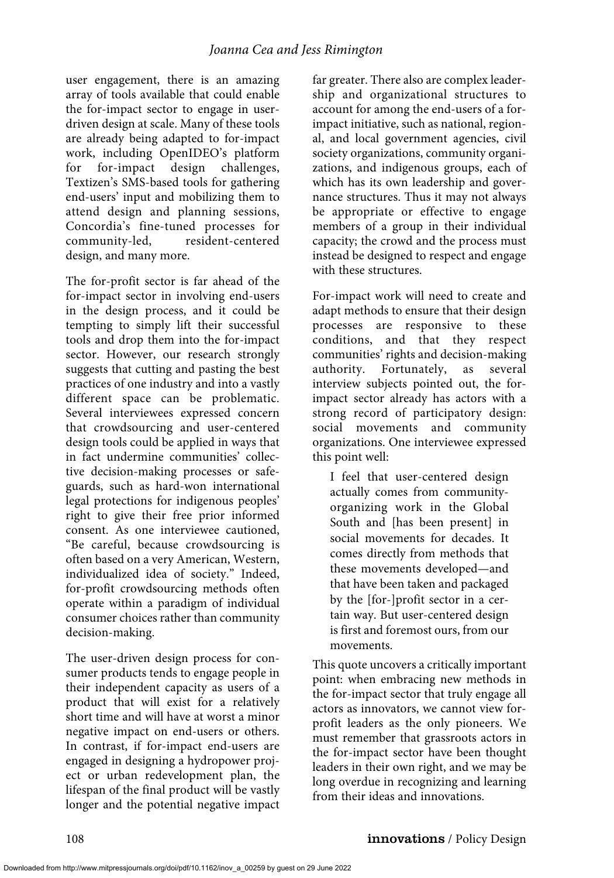user engagement, there is an amazing array of tools available that could enable the for-impact sector to engage in user-driven design at scale. Many of these tools are already being adapted to for-impact work, including OpenIDEO's platform for for-impact design challenges, Textizen's SMS-based tools for gathering end-users' input and mobilizing them to attend design and planning sessions, Concordia's fine-tuned processes for community-led, resident-centered design, and many more.

The for-profit sector is far ahead of the for-impact sector in involving end-users in the design process, and it could be tempting to simply lift their successful tools and drop them into the for-impact sector. However, our research strongly suggests that cutting and pasting the best practices of one industry and into a vastly different space can be problematic. Several interviewees expressed concern that crowdsourcing and user-centered design tools could be applied in ways that in fact undermine communities' collective decision-making processes or safeguards, such as hard-won international legal protections for indigenous peoples' right to give their free prior informed consent. As one interviewee cautioned, "Be careful, because crowdsourcing is often based on a very American, Western, individualized idea of society." Indeed, for-profit crowdsourcing methods often operate within a paradigm of individual consumer choices rather than community decision-making.

The user-driven design process for consumer products tends to engage people in their independent capacity as users of a product that will exist for a relatively short time and will have at worst a minor negative impact on end-users or others. In contrast, if for-impact end-users are engaged in designing a hydropower project or urban redevelopment plan, the lifespan of the final product will be vastly longer and the potential negative impact far greater. There also are complex leadership and organizational structures to account for among the end-users of a for-impact initiative, such as national, regional, and local government agencies, civil society organizations, community organizations, and indigenous groups, each of which has its own leadership and governance structures. Thus it may not always be appropriate or effective to engage members of a group in their individual capacity; the crowd and the process must instead be designed to respect and engage with these structures.

For-impact work will need to create and adapt methods to ensure that their design processes are responsive to these conditions, and that they respect communities' rights and decision-making authority. Fortunately, as several interview subjects pointed out, the for-impact sector already has actors with a strong record of participatory design: social movements and community organizations. One interviewee expressed this point well:

> I feel that user-centered design actually comes from community-organizing work in the Global South and [has been present] in social movements for decades. It comes directly from methods that these movements developed—and that have been taken and packaged by the [for-]profit sector in a certain way. But user-centered design is first and foremost ours, from our movements.

This quote uncovers a critically important point: when embracing new methods in the for-impact sector that truly engage all actors as innovators, we cannot view for-profit leaders as the only pioneers. We must remember that grassroots actors in the for-impact sector have been thought leaders in their own right, and we may be long overdue in recognizing and learning from their ideas and innovations.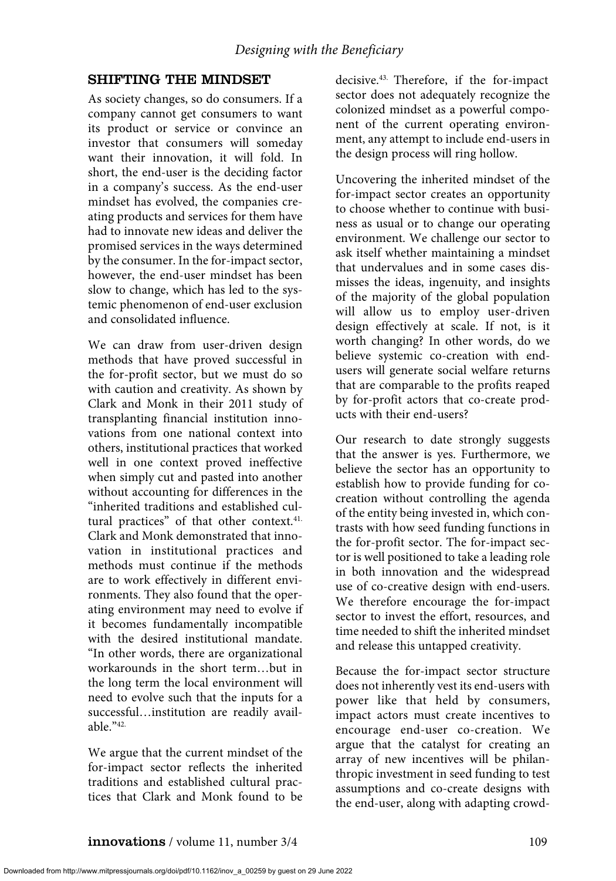## SHIFTING THE MINDSET

As society changes, so do consumers. If a company cannot get consumers to want its product or service or convince an investor that consumers will someday want their innovation, it will fold. In short, the end-user is the deciding factor in a company's success. As the end-user mindset has evolved, the companies creating products and services for them have had to innovate new ideas and deliver the promised services in the ways determined by the consumer. In the for-impact sector, however, the end-user mindset has been slow to change, which has led to the systemic phenomenon of end-user exclusion and consolidated influence.

We can draw from user-driven design methods that have proved successful in the for-profit sector, but we must do so with caution and creativity. As shown by Clark and Monk in their 2011 study of transplanting financial institution innovations from one national context into others, institutional practices that worked well in one context proved ineffective when simply cut and pasted into another without accounting for differences in the "inherited traditions and established cultural practices" of that other context.[41] Clark and Monk demonstrated that innovation in institutional practices and methods must continue if the methods are to work effectively in different environments. They also found that the operating environment may need to evolve if it becomes fundamentally incompatible with the desired institutional mandate. "In other words, there are organizational workarounds in the short term…but in the long term the local environment will need to evolve such that the inputs for a successful…institution are readily available."[42]

We argue that the current mindset of the for-impact sector reflects the inherited traditions and established cultural practices that Clark and Monk found to be decisive.[43] Therefore, if the for-impact sector does not adequately recognize the colonized mindset as a powerful component of the current operating environment, any attempt to include end-users in the design process will ring hollow.

Uncovering the inherited mindset of the for-impact sector creates an opportunity to choose whether to continue with business as usual or to change our operating environment. We challenge our sector to ask itself whether maintaining a mindset that undervalues and in some cases dismisses the ideas, ingenuity, and insights of the majority of the global population will allow us to employ user-driven design effectively at scale. If not, is it worth changing? In other words, do we believe systemic co-creation with end-users will generate social welfare returns that are comparable to the profits reaped by for-profit actors that co-create products with their end-users?

Our research to date strongly suggests that the answer is yes. Furthermore, we believe the sector has an opportunity to establish how to provide funding for co-creation without controlling the agenda of the entity being invested in, which contrasts with how seed funding functions in the for-profit sector. The for-impact sector is well positioned to take a leading role in both innovation and the widespread use of co-creative design with end-users. We therefore encourage the for-impact sector to invest the effort, resources, and time needed to shift the inherited mindset and release this untapped creativity.

Because the for-impact sector structure does not inherently vest its end-users with power like that held by consumers, impact actors must create incentives to encourage end-user co-creation. We argue that the catalyst for creating an array of new incentives will be philanthropic investment in seed funding to test assumptions and co-create designs with the end-user, along with adapting crowd-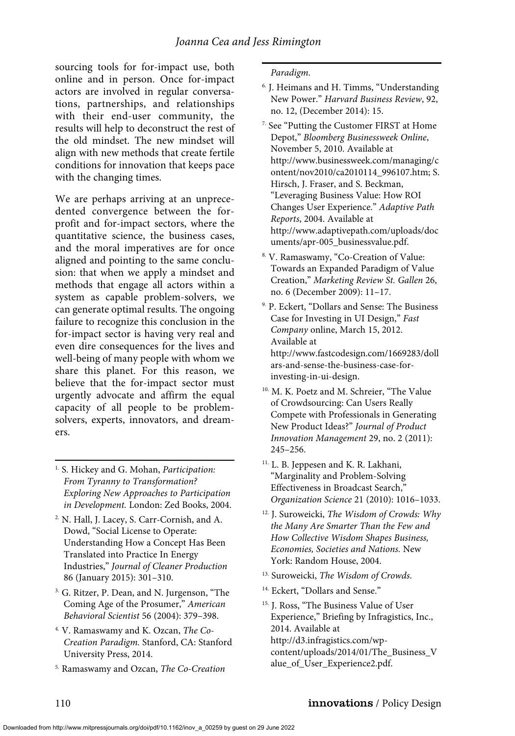sourcing tools for for-impact use, both online and in person. Once for-impact actors are involved in regular conversations, partnerships, and relationships with their end-user community, the results will help to deconstruct the rest of the old mindset. The new mindset will align with new methods that create fertile conditions for innovation that keeps pace with the changing times.

We are perhaps arriving at an unprecedented convergence between the for-profit and for-impact sectors, where the quantitative science, the business cases, and the moral imperatives are for once aligned and pointing to the same conclusion: that when we apply a mindset and methods that engage all actors within a system as capable problem-solvers, we can generate optimal results. The ongoing failure to recognize this conclusion in the for-impact sector is having very real and even dire consequences for the lives and well-being of many people with whom we share this planet. For this reason, we believe that the for-impact sector must urgently advocate and affirm the equal capacity of all people to be problem-solvers, experts, innovators, and dreamers.

---

1. S. Hickey and G. Mohan, *Participation: From Tyranny to Transformation? Exploring New Approaches to Participation in Development.* London: Zed Books, 2004.
2. N. Hall, J. Lacey, S. Carr-Cornish, and A. Dowd, "Social License to Operate: Understanding How a Concept Has Been Translated into Practice In Energy Industries," *Journal of Cleaner Production* 86 (January 2015): 301–310.
3. G. Ritzer, P. Dean, and N. Jurgenson, "The Coming Age of the Prosumer," *American Behavioral Scientist* 56 (2004): 379–398.
4. V. Ramaswamy and K. Ozcan, *The Co-Creation Paradigm.* Stanford, CA: Stanford University Press, 2014.
5. Ramaswamy and Ozcan, *The Co-Creation Paradigm.*
6. J. Heimans and H. Timms, "Understanding New Power." *Harvard Business Review*, 92, no. 12, (December 2014): 15.
7. See "Putting the Customer FIRST at Home Depot," *Bloomberg Businessweek Online*, November 5, 2010. Available at http://www.businessweek.com/managing/content/nov2010/ca2010114_996107.htm; S. Hirsch, J. Fraser, and S. Beckman, "Leveraging Business Value: How ROI Changes User Experience." *Adaptive Path Reports*, 2004. Available at http://www.adaptivepath.com/uploads/documents/apr-005_businessvalue.pdf.
8. V. Ramaswamy, "Co-Creation of Value: Towards an Expanded Paradigm of Value Creation," *Marketing Review St. Gallen* 26, no. 6 (December 2009): 11–17.
9. P. Eckert, "Dollars and Sense: The Business Case for Investing in UI Design," *Fast Company* online, March 15, 2012. Available at http://www.fastcodesign.com/1669283/dollars-and-sense-the-business-case-for-investing-in-ui-design.
10. M. K. Poetz and M. Schreier, "The Value of Crowdsourcing: Can Users Really Compete with Professionals in Generating New Product Ideas?" *Journal of Product Innovation Management* 29, no. 2 (2011): 245–256.
11. L. B. Jeppesen and K. R. Lakhani, "Marginality and Problem-Solving Effectiveness in Broadcast Search," *Organization Science* 21 (2010): 1016–1033.
12. J. Suroweicki, *The Wisdom of Crowds: Why the Many Are Smarter Than the Few and How Collective Wisdom Shapes Business, Economies, Societies and Nations.* New York: Random House, 2004.
13. Suroweicki, *The Wisdom of Crowds.*
14. Eckert, "Dollars and Sense."
15. J. Ross, "The Business Value of User Experience," Briefing by Infragistics, Inc., 2014. Available at http://d3.infragistics.com/wp-content/uploads/2014/01/The_Business_Value_of_User_Experience2.pdf.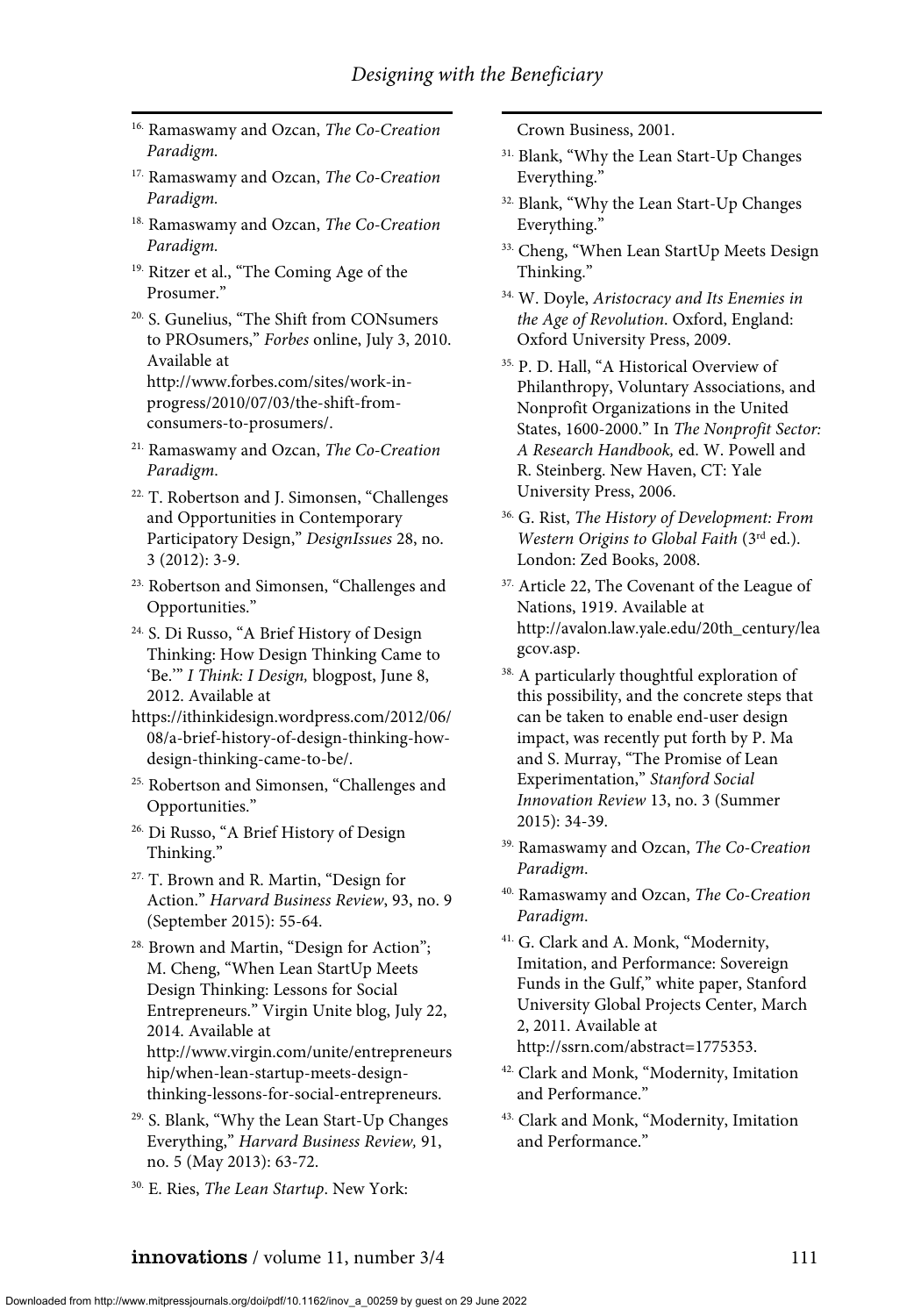16. Ramaswamy and Ozcan, *The Co-Creation Paradigm.*

17. Ramaswamy and Ozcan, *The Co-Creation Paradigm.*

18. Ramaswamy and Ozcan, *The Co-Creation Paradigm.*

19. Ritzer et al., "The Coming Age of the Prosumer."

20. S. Gunelius, "The Shift from CONsumers to PROsumers," *Forbes* online, July 3, 2010. Available at http://www.forbes.com/sites/work-in-progress/2010/07/03/the-shift-from-consumers-to-prosumers/.

21. Ramaswamy and Ozcan, *The Co-Creation Paradigm.*

22. T. Robertson and J. Simonsen, "Challenges and Opportunities in Contemporary Participatory Design," *DesignIssues* 28, no. 3 (2012): 3-9.

23. Robertson and Simonsen, "Challenges and Opportunities."

24. S. Di Russo, "A Brief History of Design Thinking: How Design Thinking Came to 'Be.'" *I Think: I Design,* blogpost, June 8, 2012. Available at https://ithinkidesign.wordpress.com/2012/06/08/a-brief-history-of-design-thinking-how-design-thinking-came-to-be/.

25. Robertson and Simonsen, "Challenges and Opportunities."

26. Di Russo, "A Brief History of Design Thinking."

27. T. Brown and R. Martin, "Design for Action." *Harvard Business Review*, 93, no. 9 (September 2015): 55-64.

28. Brown and Martin, "Design for Action"; M. Cheng, "When Lean StartUp Meets Design Thinking: Lessons for Social Entrepreneurs." Virgin Unite blog, July 22, 2014. Available at http://www.virgin.com/unite/entrepreneurship/when-lean-startup-meets-design-thinking-lessons-for-social-entrepreneurs.

29. S. Blank, "Why the Lean Start-Up Changes Everything," *Harvard Business Review,* 91, no. 5 (May 2013): 63-72.

30. E. Ries, *The Lean Startup*. New York: Crown Business, 2001.

31. Blank, "Why the Lean Start-Up Changes Everything."

32. Blank, "Why the Lean Start-Up Changes Everything."

33. Cheng, "When Lean StartUp Meets Design Thinking."

34. W. Doyle, *Aristocracy and Its Enemies in the Age of Revolution*. Oxford, England: Oxford University Press, 2009.

35. P. D. Hall, "A Historical Overview of Philanthropy, Voluntary Associations, and Nonprofit Organizations in the United States, 1600-2000." In *The Nonprofit Sector: A Research Handbook,* ed. W. Powell and R. Steinberg. New Haven, CT: Yale University Press, 2006.

36. G. Rist, *The History of Development: From Western Origins to Global Faith* (3rd ed.). London: Zed Books, 2008.

37. Article 22, The Covenant of the League of Nations, 1919. Available at http://avalon.law.yale.edu/20th_century/leagcov.asp.

38. A particularly thoughtful exploration of this possibility, and the concrete steps that can be taken to enable end-user design impact, was recently put forth by P. Ma and S. Murray, "The Promise of Lean Experimentation," *Stanford Social Innovation Review* 13, no. 3 (Summer 2015): 34-39.

39. Ramaswamy and Ozcan, *The Co-Creation Paradigm.*

40. Ramaswamy and Ozcan, *The Co-Creation Paradigm.*

41. G. Clark and A. Monk, "Modernity, Imitation, and Performance: Sovereign Funds in the Gulf," white paper, Stanford University Global Projects Center, March 2, 2011. Available at http://ssrn.com/abstract=1775353.

42. Clark and Monk, "Modernity, Imitation and Performance."

43. Clark and Monk, "Modernity, Imitation and Performance."